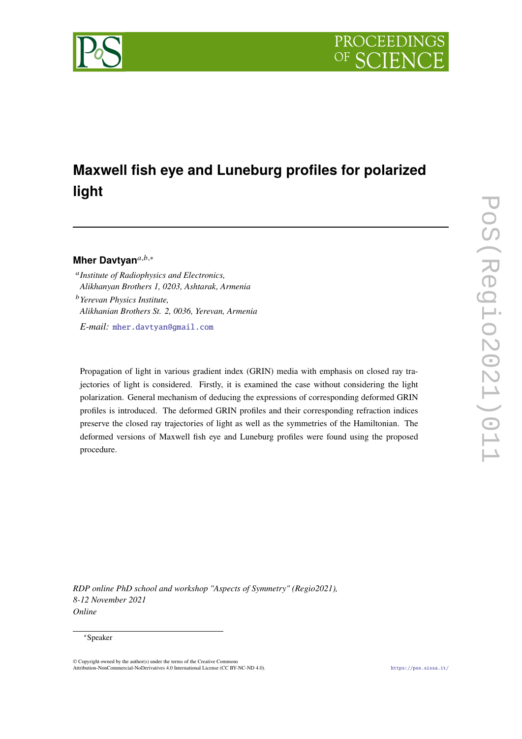# Maxwell fish eye and Luneburg profiles for polarized light

**Mher Davtyan**[a,b,*]

[a] *Institute of Radiophysics and Electronics, Alikhanyan Brothers 1, 0203, Ashtarak, Armenia*

[b] *Yerevan Physics Institute, Alikhanian Brothers St. 2, 0036, Yerevan, Armenia*

*E-mail:* mher.davtyan@gmail.com

Propagation of light in various gradient index (GRIN) media with emphasis on closed ray trajectories of light is considered. Firstly, it is examined the case without considering the light polarization. General mechanism of deducing the expressions of corresponding deformed GRIN profiles is introduced. The deformed GRIN profiles and their corresponding refraction indices preserve the closed ray trajectories of light as well as the symmetries of the Hamiltonian. The deformed versions of Maxwell fish eye and Luneburg profiles were found using the proposed procedure.

*RDP online PhD school and workshop "Aspects of Symmetry" (Regio2021), 8-12 November 2021 Online*

[*] Speaker

© Copyright owned by the author(s) under the terms of the Creative Commons Attribution-NonCommercial-NoDerivatives 4.0 International License (CC BY-NC-ND 4.0).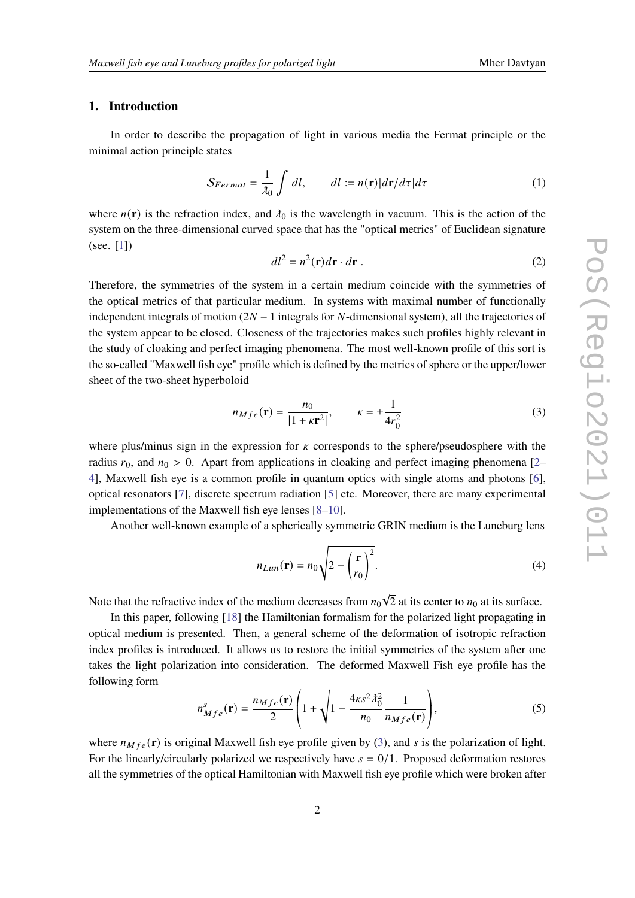## 1. Introduction

In order to describe the propagation of light in various media the Fermat principle or the minimal action principle states

$$\mathcal{S}_{Fermat} = \frac{1}{\lambda_0}\int dl, \qquad dl := n(\mathbf{r})|d\mathbf{r}/d\tau|d\tau \tag{1}$$

where $n(\mathbf{r})$ is the refraction index, and $\lambda_0$ is the wavelength in vacuum. This is the action of the system on the three-dimensional curved space that has the "optical metrics" of Euclidean signature (see. [1])

$$dl^2 = n^2(\mathbf{r})d\mathbf{r}\cdot d\mathbf{r}\ . \tag{2}$$

Therefore, the symmetries of the system in a certain medium coincide with the symmetries of the optical metrics of that particular medium. In systems with maximal number of functionally independent integrals of motion ($2N-1$ integrals for $N$-dimensional system), all the trajectories of the system appear to be closed. Closeness of the trajectories makes such profiles highly relevant in the study of cloaking and perfect imaging phenomena. The most well-known profile of this sort is the so-called "Maxwell fish eye" profile which is defined by the metrics of sphere or the upper/lower sheet of the two-sheet hyperboloid

$$n_{Mfe}(\mathbf{r}) = \frac{n_0}{|1+\kappa\mathbf{r}^2|}, \qquad \kappa = \pm\frac{1}{4r_0^2} \tag{3}$$

where plus/minus sign in the expression for $\kappa$ corresponds to the sphere/pseudosphere with the radius $r_0$, and $n_0 > 0$. Apart from applications in cloaking and perfect imaging phenomena [2–4], Maxwell fish eye is a common profile in quantum optics with single atoms and photons [6], optical resonators [7], discrete spectrum radiation [5] etc. Moreover, there are many experimental implementations of the Maxwell fish eye lenses [8–10].

Another well-known example of a spherically symmetric GRIN medium is the Luneburg lens

$$n_{Lun}(\mathbf{r}) = n_0\sqrt{2-\left(\frac{\mathbf{r}}{r_0}\right)^2}. \tag{4}$$

Note that the refractive index of the medium decreases from $n_0\sqrt{2}$ at its center to $n_0$ at its surface.

In this paper, following [18] the Hamiltonian formalism for the polarized light propagating in optical medium is presented. Then, a general scheme of the deformation of isotropic refraction index profiles is introduced. It allows us to restore the initial symmetries of the system after one takes the light polarization into consideration. The deformed Maxwell Fish eye profile has the following form

$$n^s_{Mfe}(\mathbf{r}) = \frac{n_{Mfe}(\mathbf{r})}{2}\left(1+\sqrt{1-\frac{4\kappa s^2\lambda_0^2}{n_0}\frac{1}{n_{Mfe}(\mathbf{r})}}\right), \tag{5}$$

where $n_{Mfe}(\mathbf{r})$ is original Maxwell fish eye profile given by (3), and $s$ is the polarization of light. For the linearly/circularly polarized we respectively have $s = 0/1$. Proposed deformation restores all the symmetries of the optical Hamiltonian with Maxwell fish eye profile which were broken after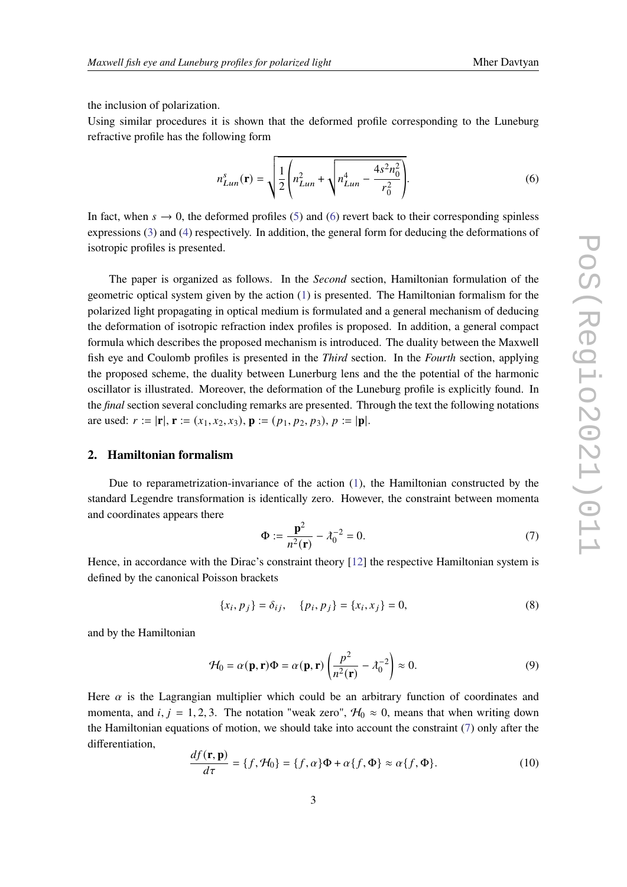the inclusion of polarization.

Using similar procedures it is shown that the deformed profile corresponding to the Luneburg refractive profile has the following form

$$n^s_{Lun}(\mathbf{r}) = \sqrt{\frac{1}{2}\left(n^2_{Lun} + \sqrt{n^4_{Lun} - \frac{4s^2 n_0^2}{r_0^2}}\right)}. \tag{6}$$

In fact, when $s \to 0$, the deformed profiles (5) and (6) revert back to their corresponding spinless expressions (3) and (4) respectively. In addition, the general form for deducing the deformations of isotropic profiles is presented.

The paper is organized as follows. In the *Second* section, Hamiltonian formulation of the geometric optical system given by the action (1) is presented. The Hamiltonian formalism for the polarized light propagating in optical medium is formulated and a general mechanism of deducing the deformation of isotropic refraction index profiles is proposed. In addition, a general compact formula which describes the proposed mechanism is introduced. The duality between the Maxwell fish eye and Coulomb profiles is presented in the *Third* section. In the *Fourth* section, applying the proposed scheme, the duality between Lunerburg lens and the the potential of the harmonic oscillator is illustrated. Moreover, the deformation of the Luneburg profile is explicitly found. In the *final* section several concluding remarks are presented. Through the text the following notations are used: $r := |\mathbf{r}|$, $\mathbf{r} := (x_1, x_2, x_3)$, $\mathbf{p} := (p_1, p_2, p_3)$, $p := |\mathbf{p}|$.

## 2. Hamiltonian formalism

Due to reparametrization-invariance of the action (1), the Hamiltonian constructed by the standard Legendre transformation is identically zero. However, the constraint between momenta and coordinates appears there

$$\Phi := \frac{\mathbf{p}^2}{n^2(\mathbf{r})} - \lambda_0^{-2} = 0. \tag{7}$$

Hence, in accordance with the Dirac's constraint theory [12] the respective Hamiltonian system is defined by the canonical Poisson brackets

$$\{x_i, p_j\} = \delta_{ij}, \quad \{p_i, p_j\} = \{x_i, x_j\} = 0, \tag{8}$$

and by the Hamiltonian

$$\mathcal{H}_0 = \alpha(\mathbf{p}, \mathbf{r})\Phi = \alpha(\mathbf{p}, \mathbf{r})\left(\frac{p^2}{n^2(\mathbf{r})} - \lambda_0^{-2}\right) \approx 0. \tag{9}$$

Here $\alpha$ is the Lagrangian multiplier which could be an arbitrary function of coordinates and momenta, and $i, j = 1, 2, 3$. The notation "weak zero", $\mathcal{H}_0 \approx 0$, means that when writing down the Hamiltonian equations of motion, we should take into account the constraint (7) only after the differentiation,

$$\frac{df(\mathbf{r}, \mathbf{p})}{d\tau} = \{f, \mathcal{H}_0\} = \{f, \alpha\}\Phi + \alpha\{f, \Phi\} \approx \alpha\{f, \Phi\}. \tag{10}$$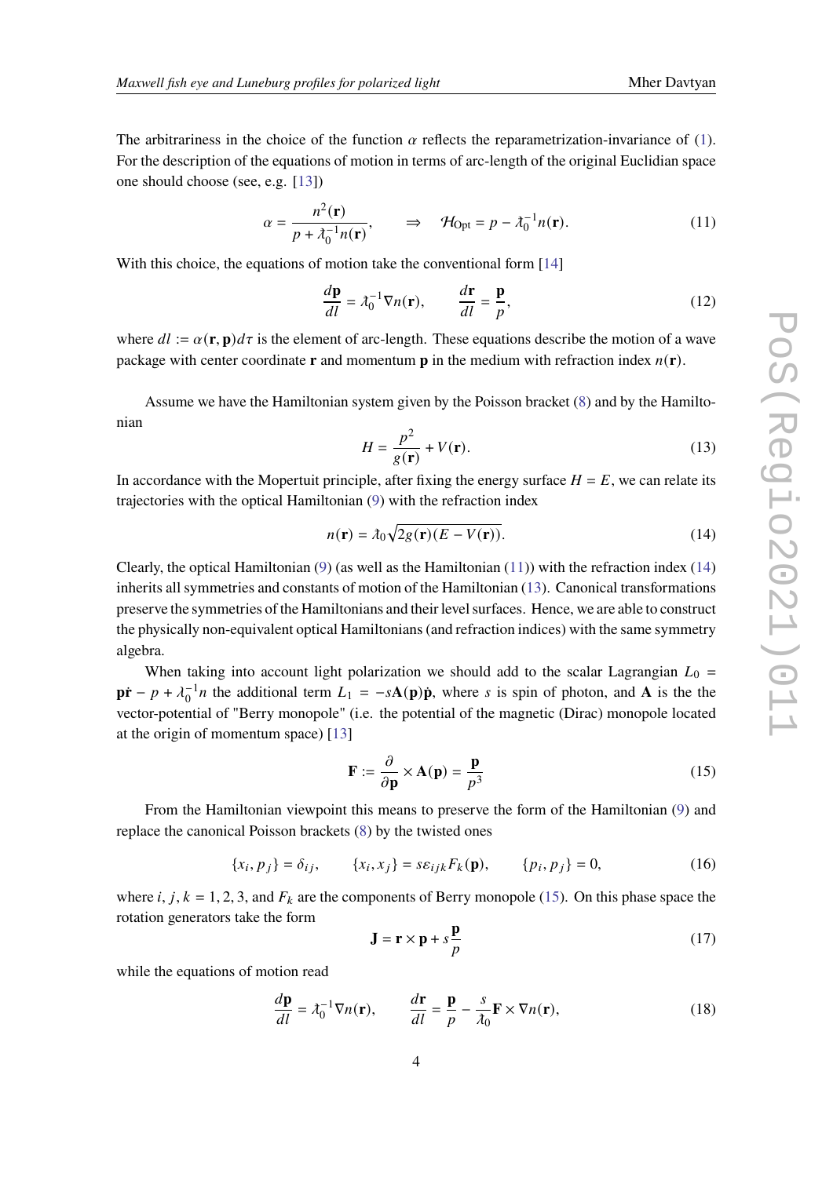The arbitrariness in the choice of the function $\alpha$ reflects the reparametrization-invariance of (1). For the description of the equations of motion in terms of arc-length of the original Euclidian space one should choose (see, e.g. [13])

$$\alpha = \frac{n^2(\mathbf{r})}{p + \lambda_0^{-1} n(\mathbf{r})}, \qquad \Rightarrow \quad \mathcal{H}_{\rm Opt} = p - \lambda_0^{-1} n(\mathbf{r}). \tag{11}$$

With this choice, the equations of motion take the conventional form [14]

$$\frac{d\mathbf{p}}{dl} = \lambda_0^{-1} \nabla n(\mathbf{r}), \qquad \frac{d\mathbf{r}}{dl} = \frac{\mathbf{p}}{p}, \tag{12}$$

where $dl := \alpha(\mathbf{r}, \mathbf{p}) d\tau$ is the element of arc-length. These equations describe the motion of a wave package with center coordinate $\mathbf{r}$ and momentum $\mathbf{p}$ in the medium with refraction index $n(\mathbf{r})$.

Assume we have the Hamiltonian system given by the Poisson bracket (8) and by the Hamiltonian

$$H = \frac{p^2}{g(\mathbf{r})} + V(\mathbf{r}). \tag{13}$$

In accordance with the Mopertuit principle, after fixing the energy surface $H = E$, we can relate its trajectories with the optical Hamiltonian (9) with the refraction index

$$n(\mathbf{r}) = \lambda_0 \sqrt{2g(\mathbf{r})(E - V(\mathbf{r}))}. \tag{14}$$

Clearly, the optical Hamiltonian (9) (as well as the Hamiltonian (11)) with the refraction index (14) inherits all symmetries and constants of motion of the Hamiltonian (13). Canonical transformations preserve the symmetries of the Hamiltonians and their level surfaces. Hence, we are able to construct the physically non-equivalent optical Hamiltonians (and refraction indices) with the same symmetry algebra.

When taking into account light polarization we should add to the scalar Lagrangian $L_0 = \mathbf{p}\dot{\mathbf{r}} - p + \lambda_0^{-1} n$ the additional term $L_1 = -s\mathbf{A}(\mathbf{p})\dot{\mathbf{p}}$, where $s$ is spin of photon, and $\mathbf{A}$ is the the vector-potential of "Berry monopole" (i.e. the potential of the magnetic (Dirac) monopole located at the origin of momentum space) [13]

$$\mathbf{F} := \frac{\partial}{\partial \mathbf{p}} \times \mathbf{A}(\mathbf{p}) = \frac{\mathbf{p}}{p^3} \tag{15}$$

From the Hamiltonian viewpoint this means to preserve the form of the Hamiltonian (9) and replace the canonical Poisson brackets (8) by the twisted ones

$$\{x_i, p_j\} = \delta_{ij}, \qquad \{x_i, x_j\} = s\varepsilon_{ijk} F_k(\mathbf{p}), \qquad \{p_i, p_j\} = 0, \tag{16}$$

where $i, j, k = 1, 2, 3$, and $F_k$ are the components of Berry monopole (15). On this phase space the rotation generators take the form

$$\mathbf{J} = \mathbf{r} \times \mathbf{p} + s\frac{\mathbf{p}}{p} \tag{17}$$

while the equations of motion read

$$\frac{d\mathbf{p}}{dl} = \lambda_0^{-1} \nabla n(\mathbf{r}), \qquad \frac{d\mathbf{r}}{dl} = \frac{\mathbf{p}}{p} - \frac{s}{\lambda_0} \mathbf{F} \times \nabla n(\mathbf{r}), \tag{18}$$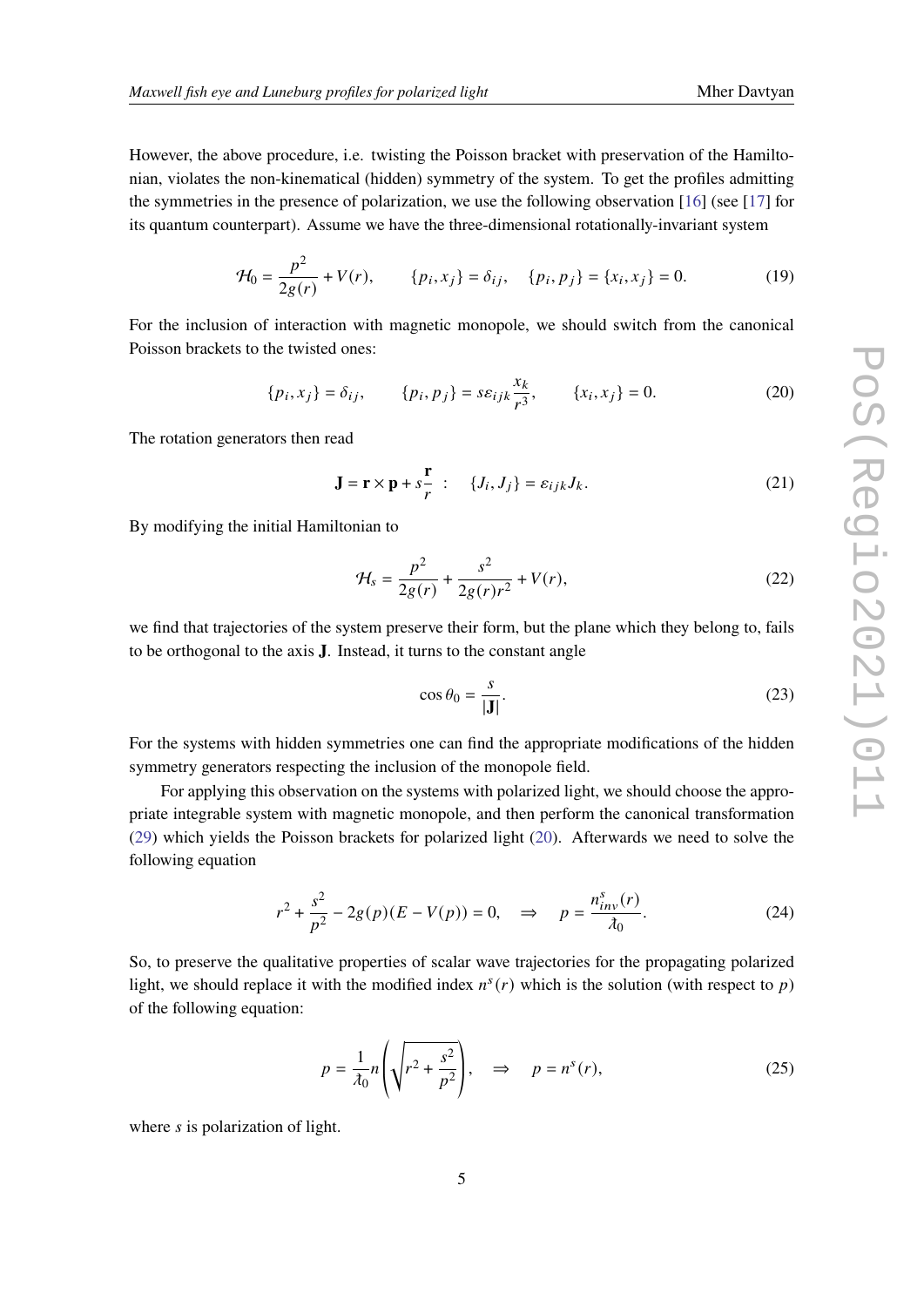However, the above procedure, i.e. twisting the Poisson bracket with preservation of the Hamiltonian, violates the non-kinematical (hidden) symmetry of the system. To get the profiles admitting the symmetries in the presence of polarization, we use the following observation [16] (see [17] for its quantum counterpart). Assume we have the three-dimensional rotationally-invariant system

$$\mathcal{H}_0 = \frac{p^2}{2g(r)} + V(r), \qquad \{p_i, x_j\} = \delta_{ij}, \quad \{p_i, p_j\} = \{x_i, x_j\} = 0. \tag{19}$$

For the inclusion of interaction with magnetic monopole, we should switch from the canonical Poisson brackets to the twisted ones:

$$\{p_i, x_j\} = \delta_{ij}, \qquad \{p_i, p_j\} = s\varepsilon_{ijk}\frac{x_k}{r^3}, \qquad \{x_i, x_j\} = 0. \tag{20}$$

The rotation generators then read

$$\mathbf{J} = \mathbf{r} \times \mathbf{p} + s\frac{\mathbf{r}}{r} \;\; : \quad \{J_i, J_j\} = \varepsilon_{ijk}J_k. \tag{21}$$

By modifying the initial Hamiltonian to

$$\mathcal{H}_s = \frac{p^2}{2g(r)} + \frac{s^2}{2g(r)r^2} + V(r), \tag{22}$$

we find that trajectories of the system preserve their form, but the plane which they belong to, fails to be orthogonal to the axis $\mathbf{J}$. Instead, it turns to the constant angle

$$\cos\theta_0 = \frac{s}{|\mathbf{J}|}. \tag{23}$$

For the systems with hidden symmetries one can find the appropriate modifications of the hidden symmetry generators respecting the inclusion of the monopole field.

For applying this observation on the systems with polarized light, we should choose the appropriate integrable system with magnetic monopole, and then perform the canonical transformation (29) which yields the Poisson brackets for polarized light (20). Afterwards we need to solve the following equation

$$r^2 + \frac{s^2}{p^2} - 2g(p)(E - V(p)) = 0, \quad \Rightarrow \quad p = \frac{n^s_{inv}(r)}{\lambda_0}. \tag{24}$$

So, to preserve the qualitative properties of scalar wave trajectories for the propagating polarized light, we should replace it with the modified index $n^s(r)$ which is the solution (with respect to $p$) of the following equation:

$$p = \frac{1}{\lambda_0} n\left(\sqrt{r^2 + \frac{s^2}{p^2}}\right), \quad \Rightarrow \quad p = n^s(r), \tag{25}$$

where $s$ is polarization of light.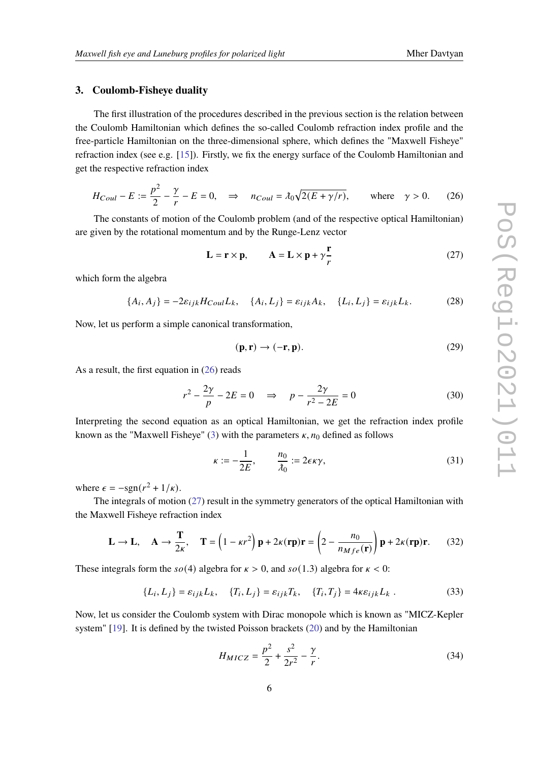## 3. Coulomb-Fisheye duality

The first illustration of the procedures described in the previous section is the relation between the Coulomb Hamiltonian which defines the so-called Coulomb refraction index profile and the free-particle Hamiltonian on the three-dimensional sphere, which defines the "Maxwell Fisheye" refraction index (see e.g. [15]). Firstly, we fix the energy surface of the Coulomb Hamiltonian and get the respective refraction index

$$H_{Coul} - E := \frac{p^2}{2} - \frac{\gamma}{r} - E = 0, \quad \Rightarrow \quad n_{Coul} = \lambda_0\sqrt{2(E+\gamma/r)}, \qquad \text{where} \quad \gamma > 0. \tag{26}$$

The constants of motion of the Coulomb problem (and of the respective optical Hamiltonian) are given by the rotational momentum and by the Runge-Lenz vector

$$\mathbf{L} = \mathbf{r}\times\mathbf{p}, \qquad \mathbf{A} = \mathbf{L}\times\mathbf{p} + \gamma\frac{\mathbf{r}}{r} \tag{27}$$

which form the algebra

$$\{A_i, A_j\} = -2\varepsilon_{ijk}H_{Coul}L_k, \quad \{A_i, L_j\} = \varepsilon_{ijk}A_k, \quad \{L_i, L_j\} = \varepsilon_{ijk}L_k. \tag{28}$$

Now, let us perform a simple canonical transformation,

$$(\mathbf{p}, \mathbf{r}) \to (-\mathbf{r}, \mathbf{p}). \tag{29}$$

As a result, the first equation in (26) reads

$$r^2 - \frac{2\gamma}{p} - 2E = 0 \quad \Rightarrow \quad p - \frac{2\gamma}{r^2 - 2E} = 0 \tag{30}$$

Interpreting the second equation as an optical Hamiltonian, we get the refraction index profile known as the "Maxwell Fisheye" (3) with the parameters $\kappa, n_0$ defined as follows

$$\kappa := -\frac{1}{2E}, \qquad \frac{n_0}{\lambda_0} := 2\epsilon\kappa\gamma, \tag{31}$$

where $\epsilon = -\mathrm{sgn}(r^2 + 1/\kappa)$.

The integrals of motion (27) result in the symmetry generators of the optical Hamiltonian with the Maxwell Fisheye refraction index

$$\mathbf{L} \to \mathbf{L}, \quad \mathbf{A} \to \frac{\mathbf{T}}{2\kappa}, \quad \mathbf{T} = \left(1 - \kappa r^2\right)\mathbf{p} + 2\kappa(\mathbf{rp})\mathbf{r} = \left(2 - \frac{n_0}{n_{Mfe}(\mathbf{r})}\right)\mathbf{p} + 2\kappa(\mathbf{rp})\mathbf{r}. \tag{32}$$

These integrals form the $so(4)$ algebra for $\kappa > 0$, and $so(1.3)$ algebra for $\kappa < 0$:

$$\{L_i, L_j\} = \varepsilon_{ijk}L_k, \quad \{T_i, L_j\} = \varepsilon_{ijk}T_k, \quad \{T_i, T_j\} = 4\kappa\varepsilon_{ijk}L_k\ . \tag{33}$$

Now, let us consider the Coulomb system with Dirac monopole which is known as "MICZ-Kepler system" [19]. It is defined by the twisted Poisson brackets (20) and by the Hamiltonian

$$H_{MICZ} = \frac{p^2}{2} + \frac{s^2}{2r^2} - \frac{\gamma}{r}. \tag{34}$$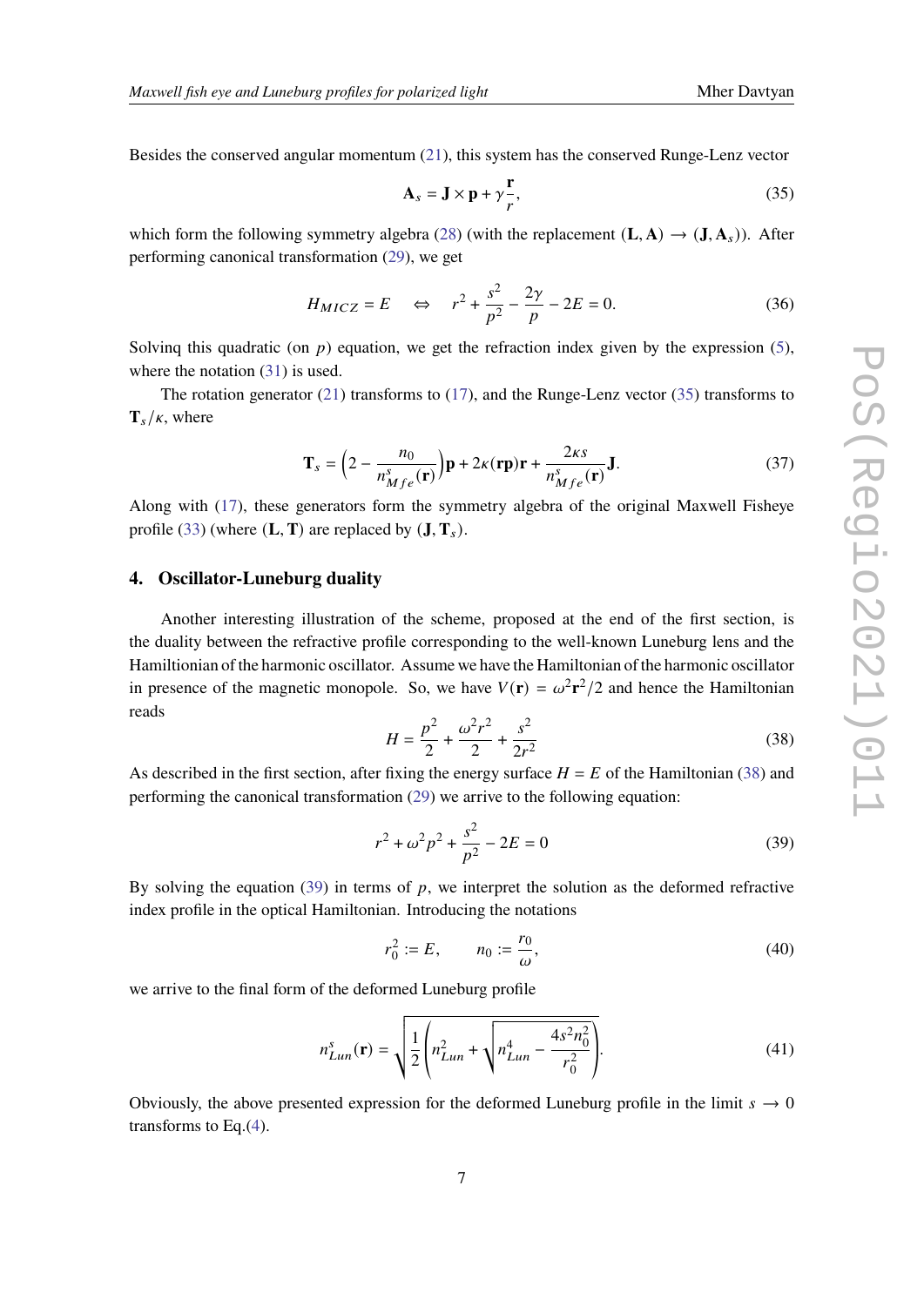Besides the conserved angular momentum (21), this system has the conserved Runge-Lenz vector

$$\mathbf{A}_s = \mathbf{J}\times\mathbf{p} + \gamma\frac{\mathbf{r}}{r}, \tag{35}$$

which form the following symmetry algebra (28) (with the replacement $(\mathbf{L},\mathbf{A}) \to (\mathbf{J},\mathbf{A}_s)$). After performing canonical transformation (29), we get

$$H_{MICZ} = E \quad \Leftrightarrow \quad r^2 + \frac{s^2}{p^2} - \frac{2\gamma}{p} - 2E = 0. \tag{36}$$

Solvinq this quadratic (on $p$) equation, we get the refraction index given by the expression (5), where the notation (31) is used.

The rotation generator (21) transforms to (17), and the Runge-Lenz vector (35) transforms to $\mathbf{T}_s/\kappa$, where

$$\mathbf{T}_s = \left(2 - \frac{n_0}{n^s_{Mfe}(\mathbf{r})}\right)\mathbf{p} + 2\kappa(\mathbf{rp})\mathbf{r} + \frac{2\kappa s}{n^s_{Mfe}(\mathbf{r})}\mathbf{J}. \tag{37}$$

Along with (17), these generators form the symmetry algebra of the original Maxwell Fisheye profile (33) (where $(\mathbf{L},\mathbf{T})$ are replaced by $(\mathbf{J},\mathbf{T}_s)$.

## 4. Oscillator-Luneburg duality

Another interesting illustration of the scheme, proposed at the end of the first section, is the duality between the refractive profile corresponding to the well-known Luneburg lens and the Hamiltonian of the harmonic oscillator. Assume we have the Hamiltonian of the harmonic oscillator in presence of the magnetic monopole. So, we have $V(\mathbf{r}) = \omega^2\mathbf{r}^2/2$ and hence the Hamiltonian reads

$$H = \frac{p^2}{2} + \frac{\omega^2 r^2}{2} + \frac{s^2}{2r^2} \tag{38}$$

As described in the first section, after fixing the energy surface $H = E$ of the Hamiltonian (38) and performing the canonical transformation (29) we arrive to the following equation:

$$r^2 + \omega^2 p^2 + \frac{s^2}{p^2} - 2E = 0 \tag{39}$$

By solving the equation (39) in terms of $p$, we interpret the solution as the deformed refractive index profile in the optical Hamiltonian. Introducing the notations

$$r_0^2 := E, \qquad n_0 := \frac{r_0}{\omega}, \tag{40}$$

we arrive to the final form of the deformed Luneburg profile

$$n^s_{Lun}(\mathbf{r}) = \sqrt{\frac{1}{2}\left(n^2_{Lun} + \sqrt{n^4_{Lun} - \frac{4s^2 n_0^2}{r_0^2}}\right)}. \tag{41}$$

Obviously, the above presented expression for the deformed Luneburg profile in the limit $s \to 0$ transforms to Eq.(4).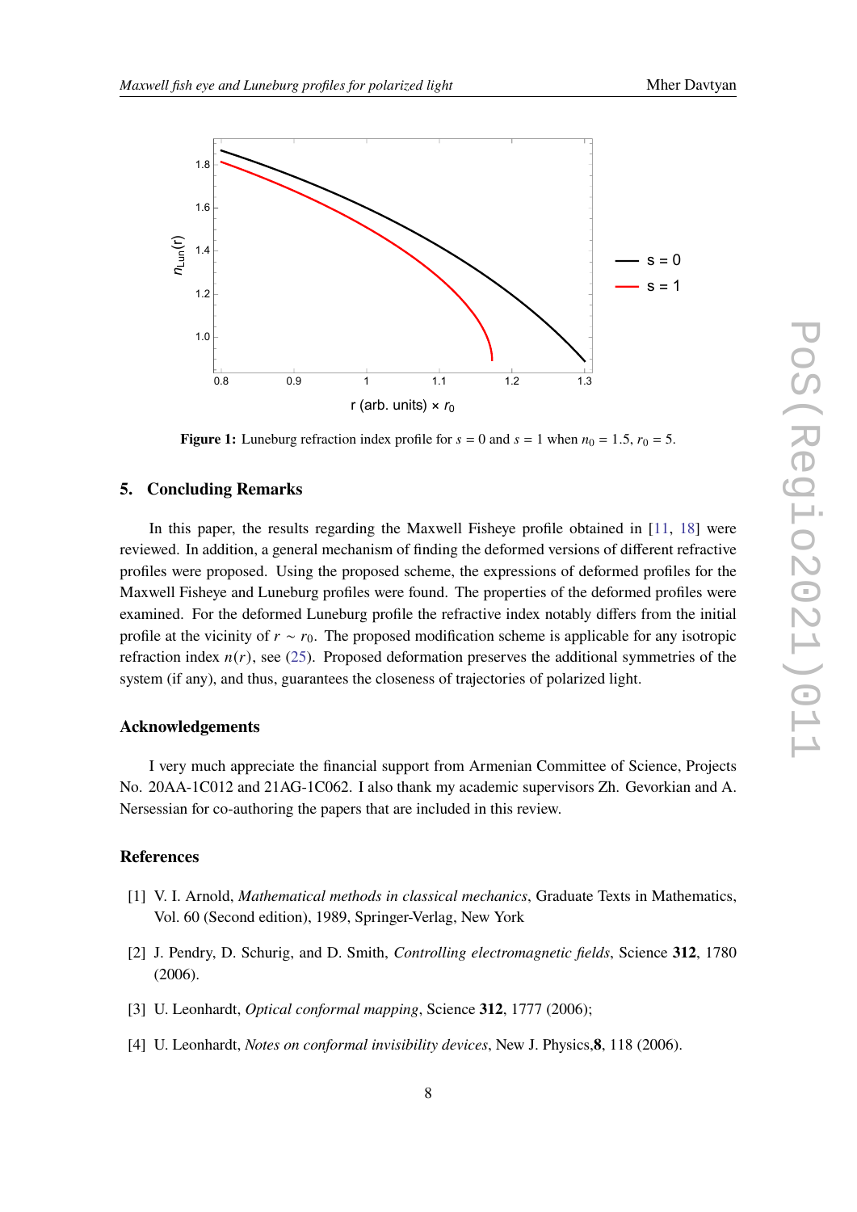**Figure 1:** Luneburg refraction index profile for $s = 0$ and $s = 1$ when $n_0 = 1.5$, $r_0 = 5$.

## 5. Concluding Remarks

In this paper, the results regarding the Maxwell Fisheye profile obtained in [11, 18] were reviewed. In addition, a general mechanism of finding the deformed versions of different refractive profiles were proposed. Using the proposed scheme, the expressions of deformed profiles for the Maxwell Fisheye and Luneburg profiles were found. The properties of the deformed profiles were examined. For the deformed Luneburg profile the refractive index notably differs from the initial profile at the vicinity of $r \sim r_0$. The proposed modification scheme is applicable for any isotropic refraction index $n(r)$, see (25). Proposed deformation preserves the additional symmetries of the system (if any), and thus, guarantees the closeness of trajectories of polarized light.

## Acknowledgements

I very much appreciate the financial support from Armenian Committee of Science, Projects No. 20AA-1C012 and 21AG-1C062. I also thank my academic supervisors Zh. Gevorkian and A. Nersessian for co-authoring the papers that are included in this review.

## References

[1] V. I. Arnold, *Mathematical methods in classical mechanics*, Graduate Texts in Mathematics, Vol. 60 (Second edition), 1989, Springer-Verlag, New York

[2] J. Pendry, D. Schurig, and D. Smith, *Controlling electromagnetic fields*, Science **312**, 1780 (2006).

[3] U. Leonhardt, *Optical conformal mapping*, Science **312**, 1777 (2006);

[4] U. Leonhardt, *Notes on conformal invisibility devices*, New J. Physics,**8**, 118 (2006).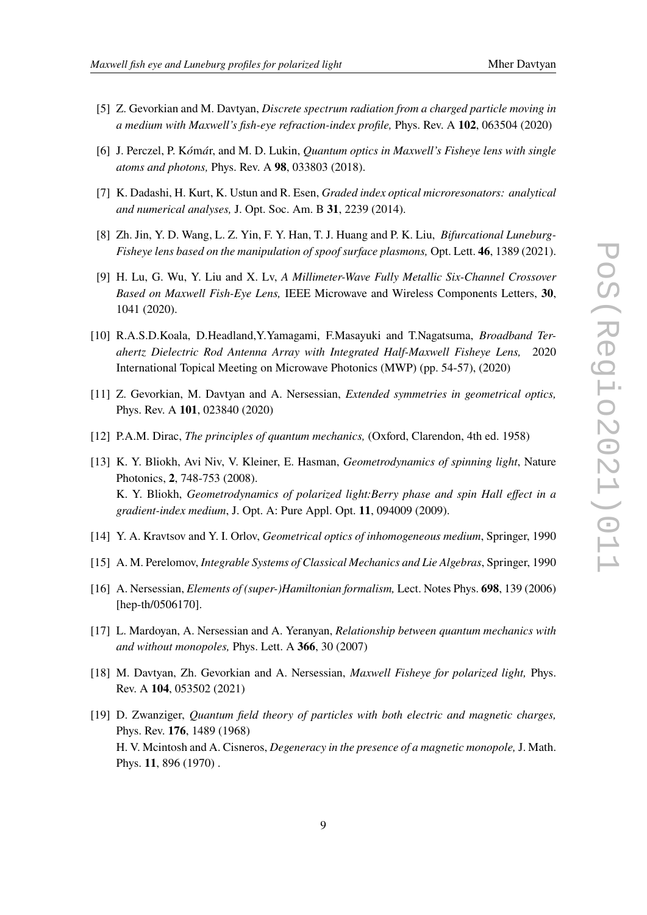[5] Z. Gevorkian and M. Davtyan, *Discrete spectrum radiation from a charged particle moving in a medium with Maxwell's fish-eye refraction-index profile,* Phys. Rev. A **102**, 063504 (2020)

[6] J. Perczel, P. Kómár, and M. D. Lukin, *Quantum optics in Maxwell's Fisheye lens with single atoms and photons,* Phys. Rev. A **98**, 033803 (2018).

[7] K. Dadashi, H. Kurt, K. Ustun and R. Esen, *Graded index optical microresonators: analytical and numerical analyses,* J. Opt. Soc. Am. B **31**, 2239 (2014).

[8] Zh. Jin, Y. D. Wang, L. Z. Yin, F. Y. Han, T. J. Huang and P. K. Liu, *Bifurcational Luneburg-Fisheye lens based on the manipulation of spoof surface plasmons,* Opt. Lett. **46**, 1389 (2021).

[9] H. Lu, G. Wu, Y. Liu and X. Lv, *A Millimeter-Wave Fully Metallic Six-Channel Crossover Based on Maxwell Fish-Eye Lens,* IEEE Microwave and Wireless Components Letters, **30**, 1041 (2020).

[10] R.A.S.D.Koala, D.Headland,Y.Yamagami, F.Masayuki and T.Nagatsuma, *Broadband Terahertz Dielectric Rod Antenna Array with Integrated Half-Maxwell Fisheye Lens,* 2020 International Topical Meeting on Microwave Photonics (MWP) (pp. 54-57), (2020)

[11] Z. Gevorkian, M. Davtyan and A. Nersessian, *Extended symmetries in geometrical optics,* Phys. Rev. A **101**, 023840 (2020)

[12] P.A.M. Dirac, *The principles of quantum mechanics,* (Oxford, Clarendon, 4th ed. 1958)

[13] K. Y. Bliokh, Avi Niv, V. Kleiner, E. Hasman, *Geometrodynamics of spinning light*, Nature Photonics, **2**, 748-753 (2008).
K. Y. Bliokh, *Geometrodynamics of polarized light:Berry phase and spin Hall effect in a gradient-index medium*, J. Opt. A: Pure Appl. Opt. **11**, 094009 (2009).

[14] Y. A. Kravtsov and Y. I. Orlov, *Geometrical optics of inhomogeneous medium*, Springer, 1990

[15] A. M. Perelomov, *Integrable Systems of Classical Mechanics and Lie Algebras*, Springer, 1990

[16] A. Nersessian, *Elements of (super-)Hamiltonian formalism,* Lect. Notes Phys. **698**, 139 (2006) [hep-th/0506170].

[17] L. Mardoyan, A. Nersessian and A. Yeranyan, *Relationship between quantum mechanics with and without monopoles,* Phys. Lett. A **366**, 30 (2007)

[18] M. Davtyan, Zh. Gevorkian and A. Nersessian, *Maxwell Fisheye for polarized light,* Phys. Rev. A **104**, 053502 (2021)

[19] D. Zwanziger, *Quantum field theory of particles with both electric and magnetic charges,* Phys. Rev. **176**, 1489 (1968)
H. V. Mcintosh and A. Cisneros, *Degeneracy in the presence of a magnetic monopole,* J. Math. Phys. **11**, 896 (1970) .